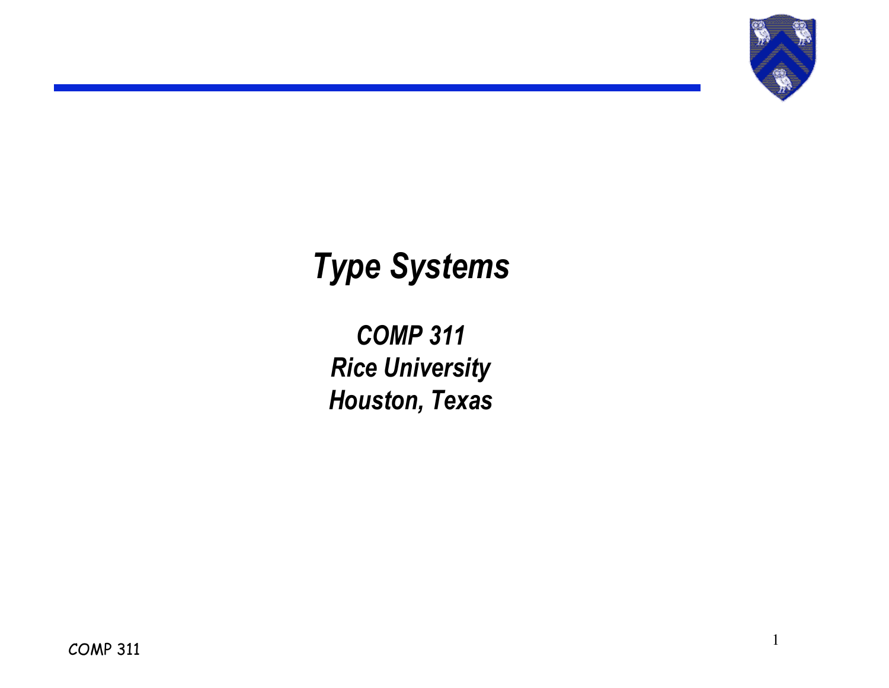# *Type Systems*

***COMP 311***
***Rice University***
***Houston, Texas***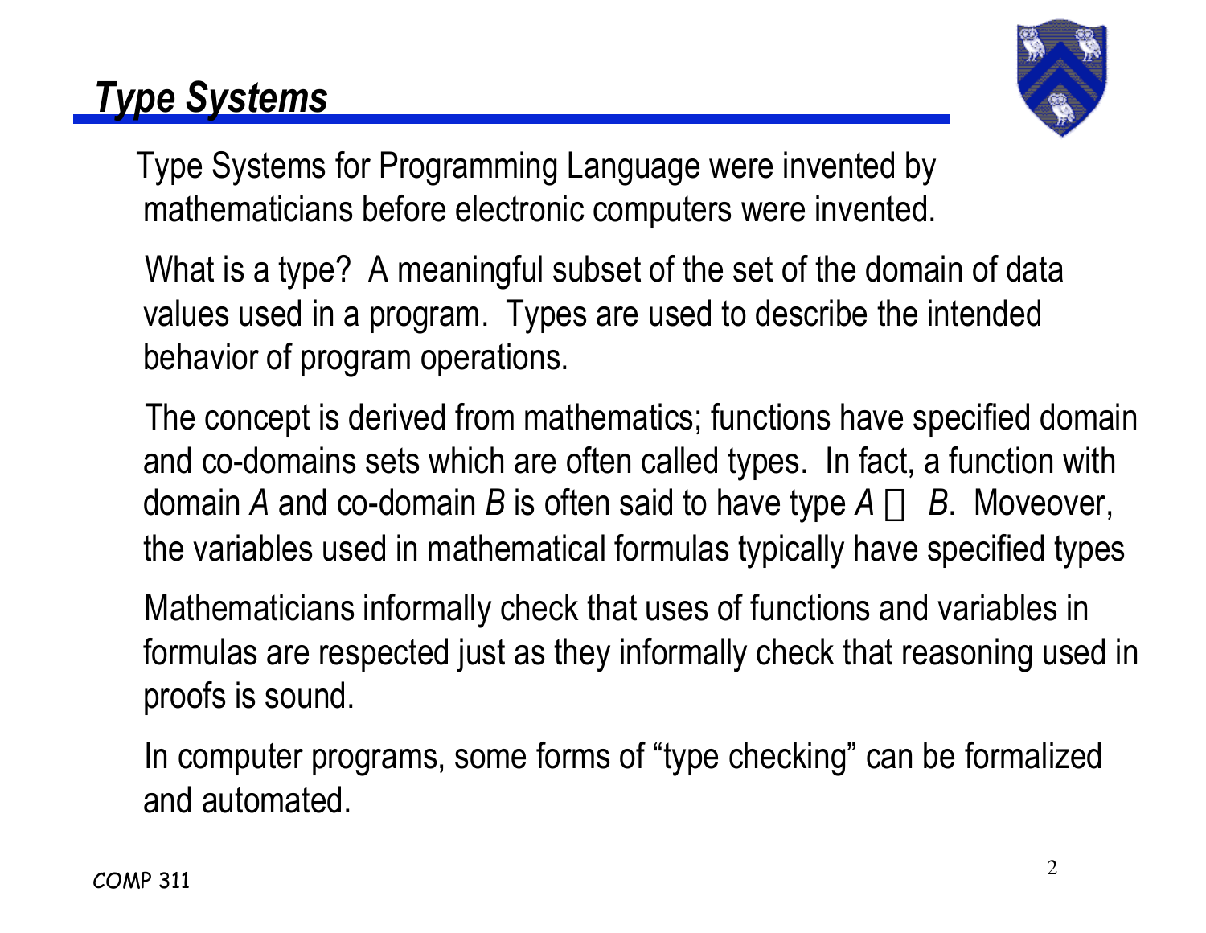# *Type Systems*

Type Systems for Programming Language were invented by mathematicians before electronic computers were invented.

What is a type? A meaningful subset of the set of the domain of data values used in a program. Types are used to describe the intended behavior of program operations.

The concept is derived from mathematics; functions have specified domain and co-domains sets which are often called types. In fact, a function with domain *A* and co-domain *B* is often said to have type $A \rightarrow B$. Moveover, the variables used in mathematical formulas typically have specified types

Mathematicians informally check that uses of functions and variables in formulas are respected just as they informally check that reasoning used in proofs is sound.

In computer programs, some forms of "type checking" can be formalized and automated.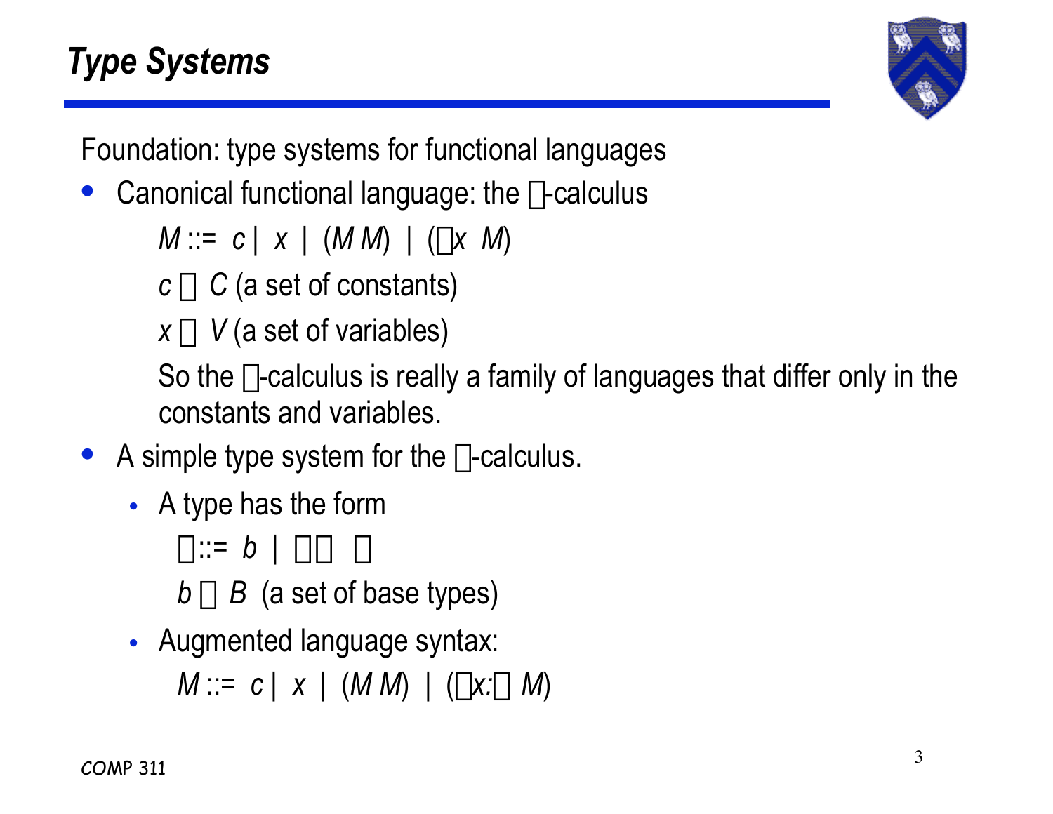# Type Systems

Foundation: type systems for functional languages

- Canonical functional language: the $\lambda$-calculus

  $M ::= c \mid x \mid (M\ M) \mid (\lambda x\ M)$

  $c \in C$ (a set of constants)

  $x \in V$ (a set of variables)

  So the $\lambda$-calculus is really a family of languages that differ only in the constants and variables.

- A simple type system for the $\lambda$-calculus.
  - A type has the form

    $\tau ::= b \mid \tau \rightarrow \tau$

    $b \in B$ (a set of base types)

  - Augmented language syntax:

    $M ::= c \mid x \mid (M\ M) \mid (\lambda x{:}\tau\ M)$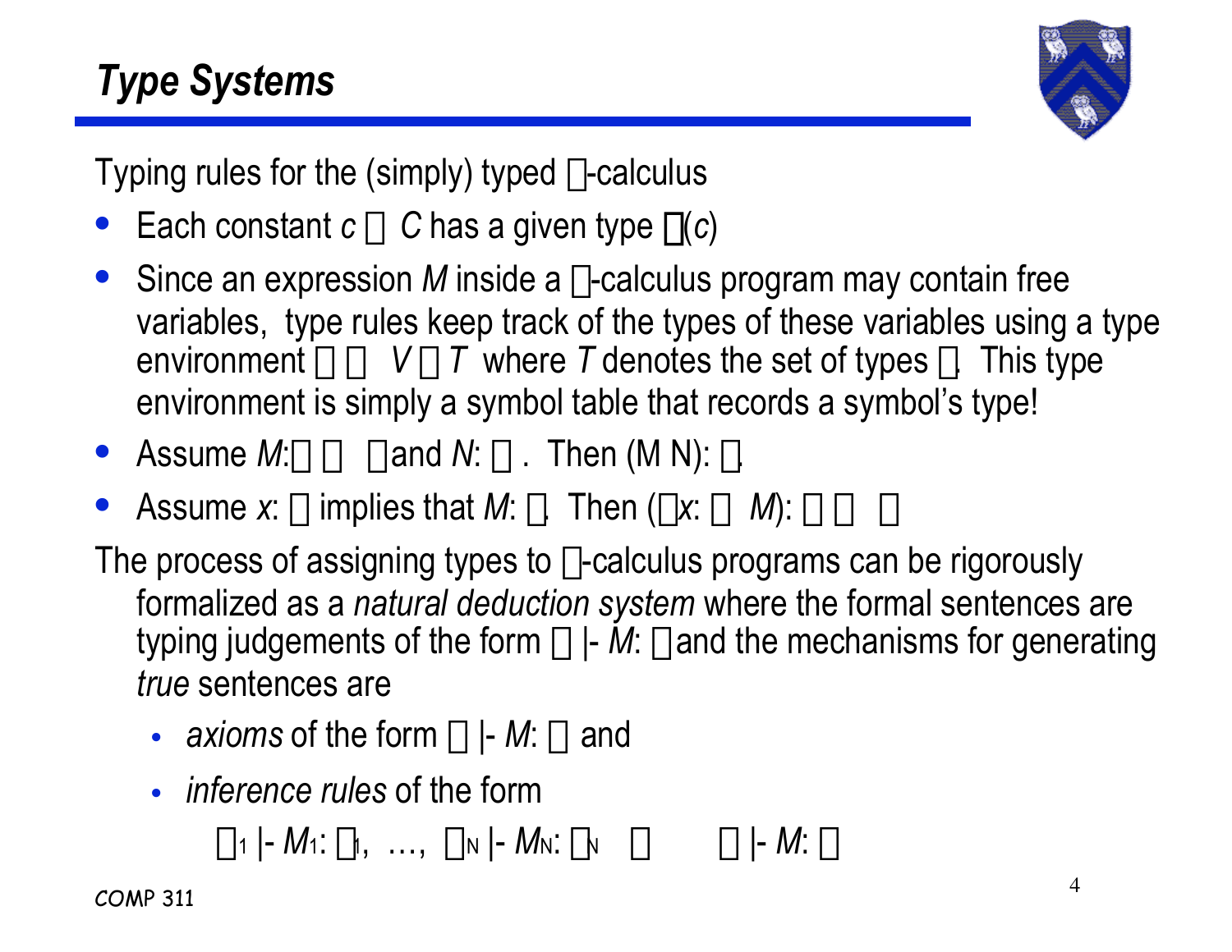# *Type Systems*

Typing rules for the (simply) typed $\lambda$-calculus

- Each constant $c \in C$ has a given type $\tau(c)$
- Since an expression $M$ inside a $\lambda$-calculus program may contain free variables, type rules keep track of the types of these variables using a type environment $\Gamma: V \to T$ where $T$ denotes the set of types $\tau$. This type environment is simply a symbol table that records a symbol's type!
- Assume $M: \sigma \to \tau$ and $N: \sigma$. Then (M N): $\tau$.
- Assume $x$: $\sigma$ implies that $M$: $\tau$. Then ($\lambda x$: $\sigma$ $M$): $\sigma \to \tau$

The process of assigning types to $\lambda$-calculus programs can be rigorously formalized as a *natural deduction system* where the formal sentences are typing judgements of the form $\Gamma$ |- $M$: $\tau$ and the mechanisms for generating *true* sentences are

- *axioms* of the form $\Gamma$ |- $M$: $\tau$ and
- *inference rules* of the form

$$\Gamma_1 \text{ |- } M_1: \tau_1, \ \ldots, \ \Gamma_N \text{ |- } M_N: \tau_N \quad \Rightarrow \quad \Gamma \text{ |- } M: \tau$$

COMP 311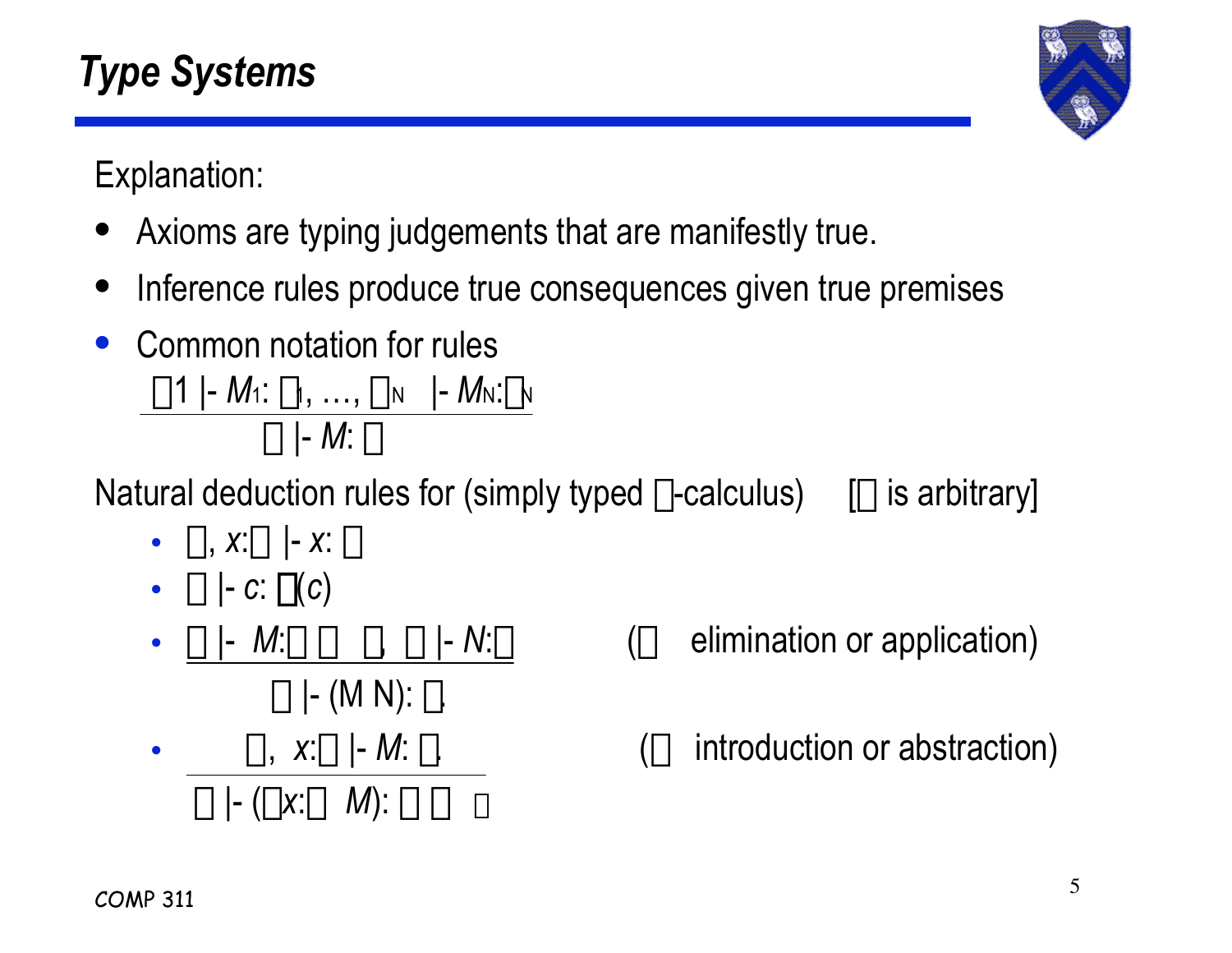# Type Systems

Explanation:

- Axioms are typing judgements that are manifestly true.
- Inference rules produce true consequences given true premises
- Common notation for rules

$$\frac{\Gamma_1 \vdash M_1 : \tau_1, \ldots, \Gamma_N \vdash M_N : \tau_N}{\Gamma \vdash M : \tau}$$

Natural deduction rules for (simply typed $\lambda$-calculus) [$\Gamma$ is arbitrary]

- $\Gamma, x{:}\tau \vdash x : \tau$
- $\Gamma \vdash c : \Delta(c)$
- $$\frac{\Gamma \vdash M : \sigma \to \tau, \quad \Gamma \vdash N : \sigma}{\Gamma \vdash (M\ N) : \tau}$$ ($\to$ elimination or application)
- $$\frac{\Gamma, x{:}\sigma \vdash M : \tau}{\Gamma \vdash (\lambda x{:}\sigma\ M) : \sigma \to \tau}$$ ($\to$ introduction or abstraction)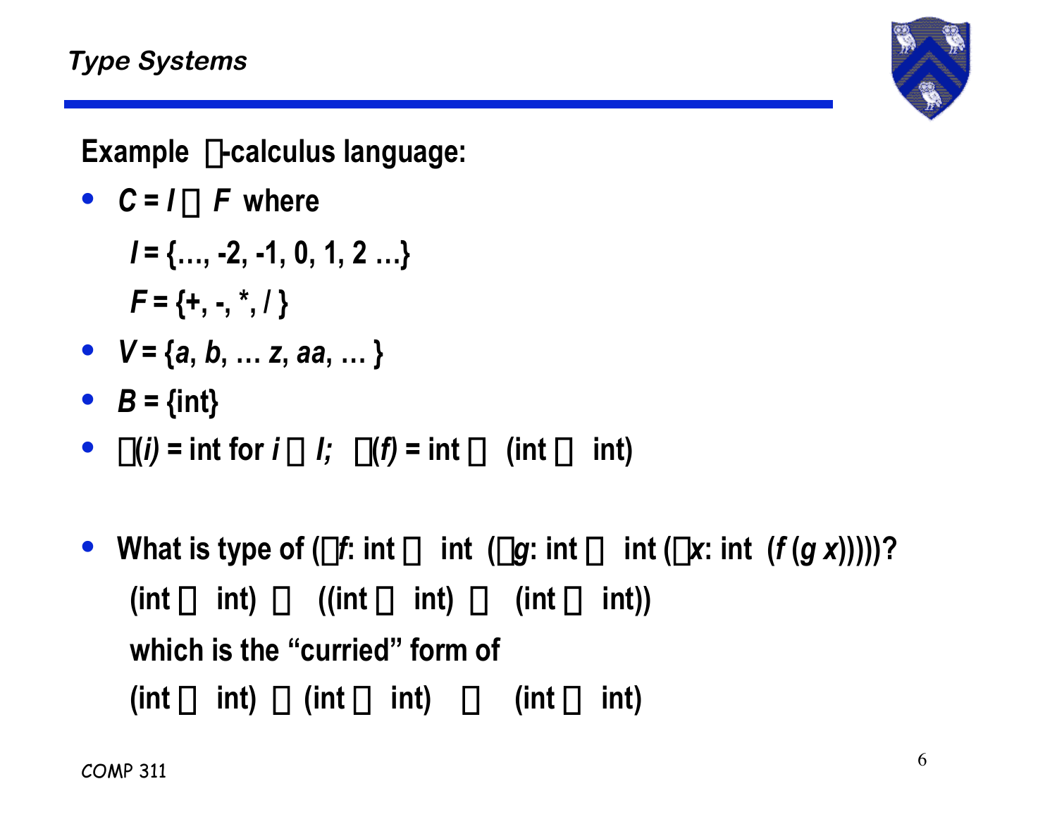## Type Systems

**Example λ-calculus language:**

- $C = I \cup F$ where

  $I = \{\ldots, -2, -1, 0, 1, 2 \ldots\}$

  $F = \{+, -, *, / \}$

- $V = \{a, b, \ldots z, aa, \ldots \}$
- $B = \{\text{int}\}$
- $\tau(i) = \text{int}$ for $i \in I$; $\tau(f) = \text{int} \rightarrow (\text{int} \rightarrow \text{int})$

- What is type of $(\lambda f\text{: int} \rightarrow \text{int } (\lambda g\text{: int} \rightarrow \text{int } (\lambda x\text{: int } (f\,(g\,x)))))$?

  $(\text{int} \rightarrow \text{int}) \rightarrow ((\text{int} \rightarrow \text{int}) \rightarrow (\text{int} \rightarrow \text{int}))$

  which is the "curried" form of

  $(\text{int} \rightarrow \text{int}) \times (\text{int} \rightarrow \text{int}) \rightarrow (\text{int} \rightarrow \text{int})$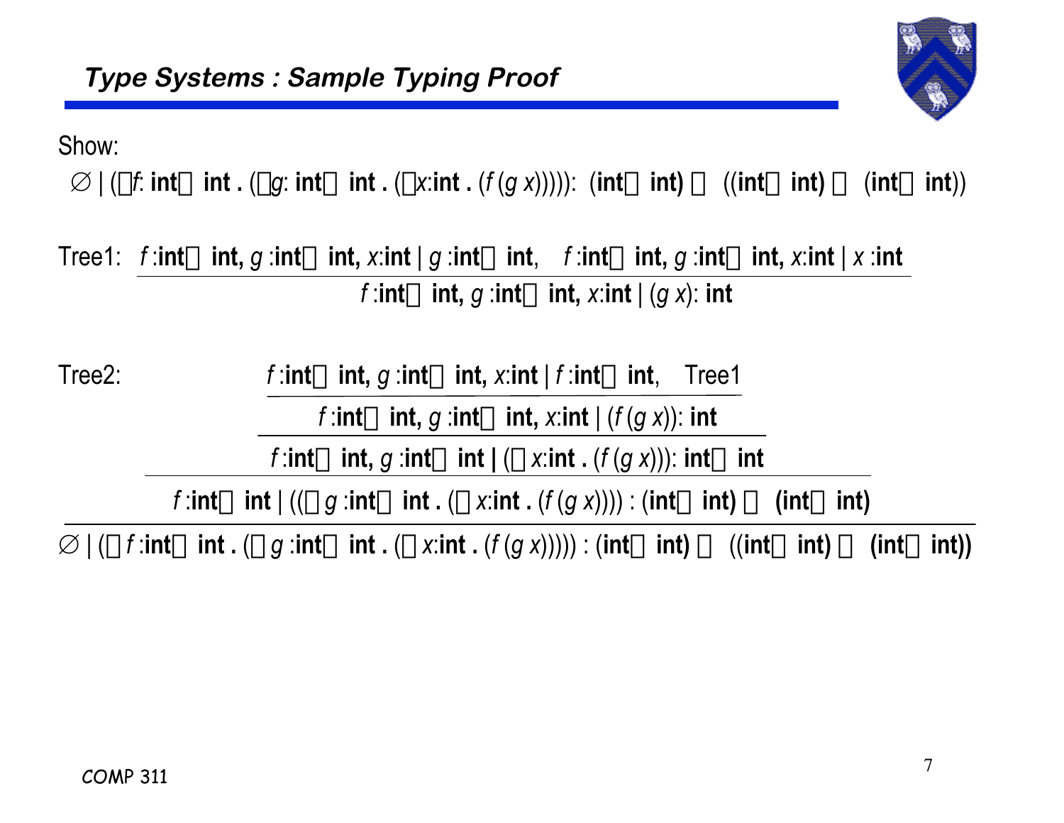## Type Systems : Sample Typing Proof

Show:

$$\varnothing \mid (\lambda f\!: \mathbf{int} \rightarrow \mathbf{int}\,.\,(\lambda g\!: \mathbf{int} \rightarrow \mathbf{int}\,.\,(\lambda x\!:\!\mathbf{int}\,.\,(f\,(g\,x))))) : (\mathbf{int} \rightarrow \mathbf{int}) \rightarrow ((\mathbf{int} \rightarrow \mathbf{int}) \rightarrow (\mathbf{int} \rightarrow \mathbf{int}))$$

Tree1:

$$\frac{f\!:\!\mathbf{int} \rightarrow \mathbf{int},\, g\!:\!\mathbf{int} \rightarrow \mathbf{int},\, x\!:\!\mathbf{int} \mid g\!:\!\mathbf{int} \rightarrow \mathbf{int}, \quad f\!:\!\mathbf{int} \rightarrow \mathbf{int},\, g\!:\!\mathbf{int} \rightarrow \mathbf{int},\, x\!:\!\mathbf{int} \mid x\!:\!\mathbf{int}}{f\!:\!\mathbf{int} \rightarrow \mathbf{int},\, g\!:\!\mathbf{int} \rightarrow \mathbf{int},\, x\!:\!\mathbf{int} \mid (g\,x)\!: \mathbf{int}}$$

Tree2:

$$\dfrac{\dfrac{\dfrac{\dfrac{f\!:\!\mathbf{int} \rightarrow \mathbf{int},\, g\!:\!\mathbf{int} \rightarrow \mathbf{int},\, x\!:\!\mathbf{int} \mid f\!:\!\mathbf{int} \rightarrow \mathbf{int}, \quad \text{Tree1}}{f\!:\!\mathbf{int} \rightarrow \mathbf{int},\, g\!:\!\mathbf{int} \rightarrow \mathbf{int},\, x\!:\!\mathbf{int} \mid (f\,(g\,x))\!: \mathbf{int}}}{f\!:\!\mathbf{int} \rightarrow \mathbf{int},\, g\!:\!\mathbf{int} \rightarrow \mathbf{int} \mid (\lambda x\!:\!\mathbf{int}\,.\,(f\,(g\,x)))\!: \mathbf{int} \rightarrow \mathbf{int}}}{f\!:\!\mathbf{int} \rightarrow \mathbf{int} \mid ((\lambda g\!:\!\mathbf{int} \rightarrow \mathbf{int}\,.\,(\lambda x\!:\!\mathbf{int}\,.\,(f\,(g\,x)))) : (\mathbf{int} \rightarrow \mathbf{int}) \rightarrow (\mathbf{int} \rightarrow \mathbf{int})}}{\varnothing \mid (\lambda f\!:\!\mathbf{int} \rightarrow \mathbf{int}\,.\,(\lambda g\!:\!\mathbf{int} \rightarrow \mathbf{int}\,.\,(\lambda x\!:\!\mathbf{int}\,.\,(f\,(g\,x))))) : (\mathbf{int} \rightarrow \mathbf{int}) \rightarrow ((\mathbf{int} \rightarrow \mathbf{int}) \rightarrow (\mathbf{int} \rightarrow \mathbf{int}))}$$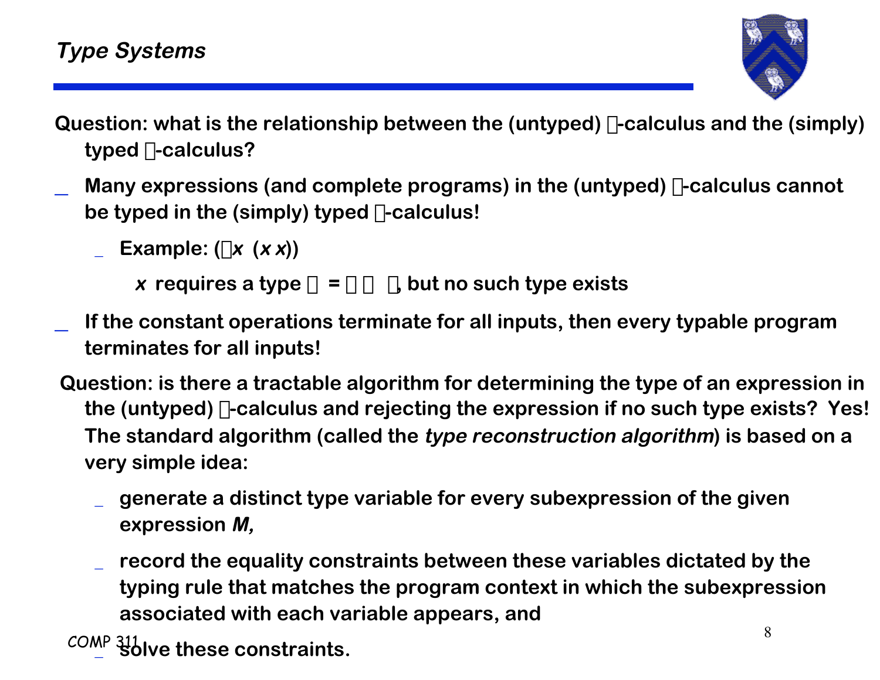## Type Systems

Question: what is the relationship between the (untyped) λ-calculus and the (simply) typed λ-calculus?

- Many expressions (and complete programs) in the (untyped) λ-calculus cannot be typed in the (simply) typed λ-calculus!
  - Example: (λ*x* (*x x*))

    *x* requires a type $\tau = \tau \rightarrow \sigma$, but no such type exists
- If the constant operations terminate for all inputs, then every typable program terminates for all inputs!

Question: is there a tractable algorithm for determining the type of an expression in the (untyped) λ-calculus and rejecting the expression if no such type exists? Yes! The standard algorithm (called the *type reconstruction algorithm*) is based on a very simple idea:

- generate a distinct type variable for every subexpression of the given expression ***M***,
- record the equality constraints between these variables dictated by the typing rule that matches the program context in which the subexpression associated with each variable appears, and
- solve these constraints.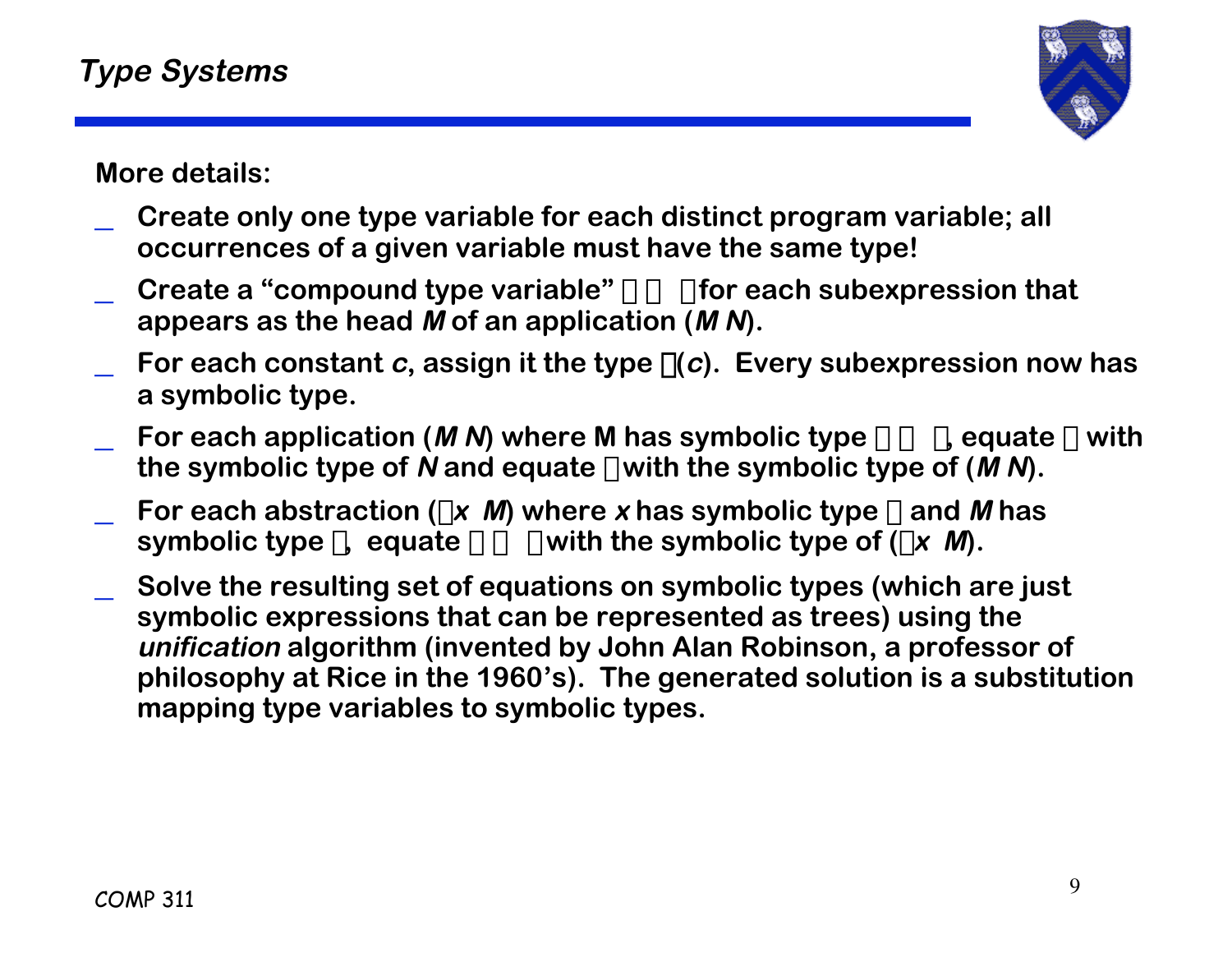# Type Systems

**More details:**

- **Create only one type variable for each distinct program variable; all occurrences of a given variable must have the same type!**
- **Create a "compound type variable" $\alpha \to \beta$ for each subexpression that appears as the head *M* of an application (*M N*).**
- **For each constant *c*, assign it the type $\tau(c)$. Every subexpression now has a symbolic type.**
- **For each application (*M N*) where M has symbolic type $\alpha \to \beta$, equate $\alpha$ with the symbolic type of *N* and equate $\beta$ with the symbolic type of (*M N*).**
- **For each abstraction ($\lambda$*x M*) where *x* has symbolic type $\alpha$ and *M* has symbolic type $\beta$, equate $\alpha \to \beta$ with the symbolic type of ($\lambda$*x M*).**
- **Solve the resulting set of equations on symbolic types (which are just symbolic expressions that can be represented as trees) using the *unification* algorithm (invented by John Alan Robinson, a professor of philosophy at Rice in the 1960's). The generated solution is a substitution mapping type variables to symbolic types.**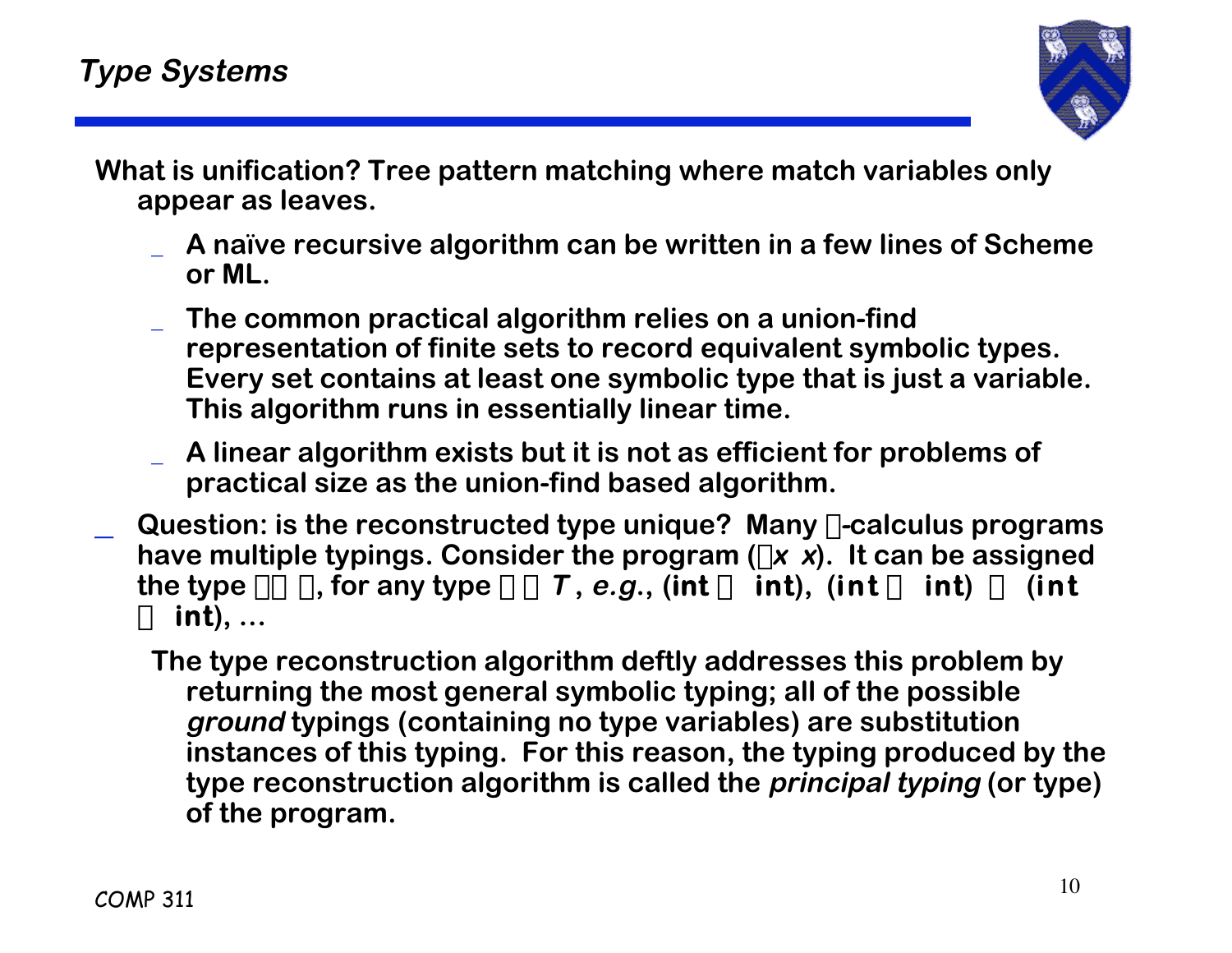## Type Systems

What is unification? Tree pattern matching where match variables only appear as leaves.

- A naïve recursive algorithm can be written in a few lines of Scheme or ML.
- The common practical algorithm relies on a union-find representation of finite sets to record equivalent symbolic types. Every set contains at least one symbolic type that is just a variable. This algorithm runs in essentially linear time.
- A linear algorithm exists but it is not as efficient for problems of practical size as the union-find based algorithm.

- Question: is the reconstructed type unique? Many $\lambda$-calculus programs have multiple typings. Consider the program ($\lambda$*x x*). It can be assigned the type $\alpha \rightarrow \alpha$, for any type $\alpha \in$ ***T***, *e.g.*, (**int** $\rightarrow$ **int**), (**int** $\rightarrow$ **int**) $\rightarrow$ (**int** $\rightarrow$ **int**), …

  The type reconstruction algorithm deftly addresses this problem by returning the most general symbolic typing; all of the possible *ground* typings (containing no type variables) are substitution instances of this typing. For this reason, the typing produced by the type reconstruction algorithm is called the *principal typing* (or type) of the program.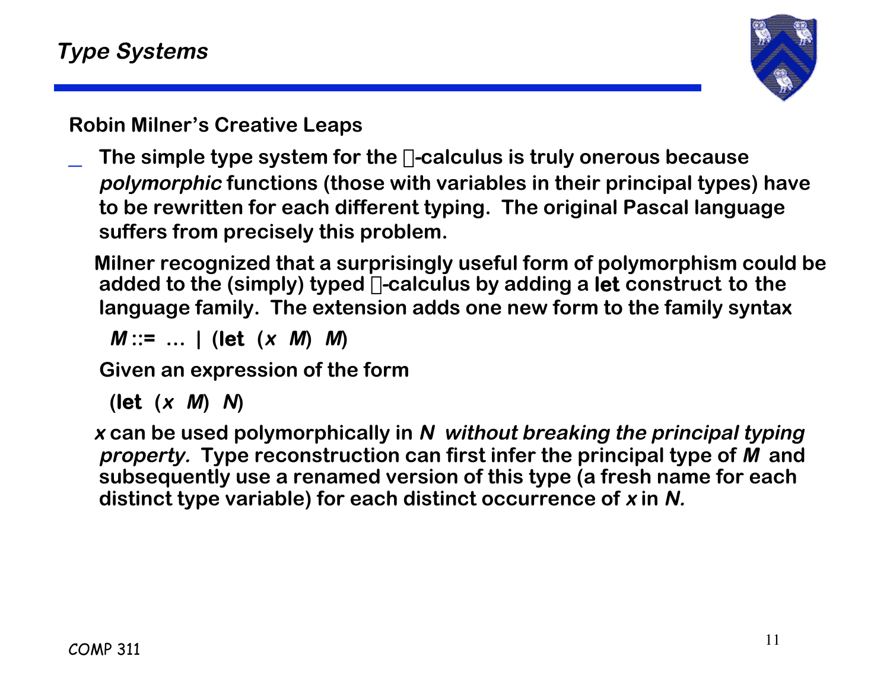## Type Systems

**Robin Milner's Creative Leaps**

- **The simple type system for the λ-calculus is truly onerous because *polymorphic* functions (those with variables in their principal types) have to be rewritten for each different typing. The original Pascal language suffers from precisely this problem.**

  **Milner recognized that a surprisingly useful form of polymorphism could be added to the (simply) typed λ-calculus by adding a let construct to the language family. The extension adds one new form to the family syntax**

  ***M* ::= … | (let (*x* *M*) *M*)**

  **Given an expression of the form**

  **(let (*x* *M*) *N*)**

  ***x* can be used polymorphically in *N* *without breaking the principal typing property.* Type reconstruction can first infer the principal type of *M* and subsequently use a renamed version of this type (a fresh name for each distinct type variable) for each distinct occurrence of *x* in *N.***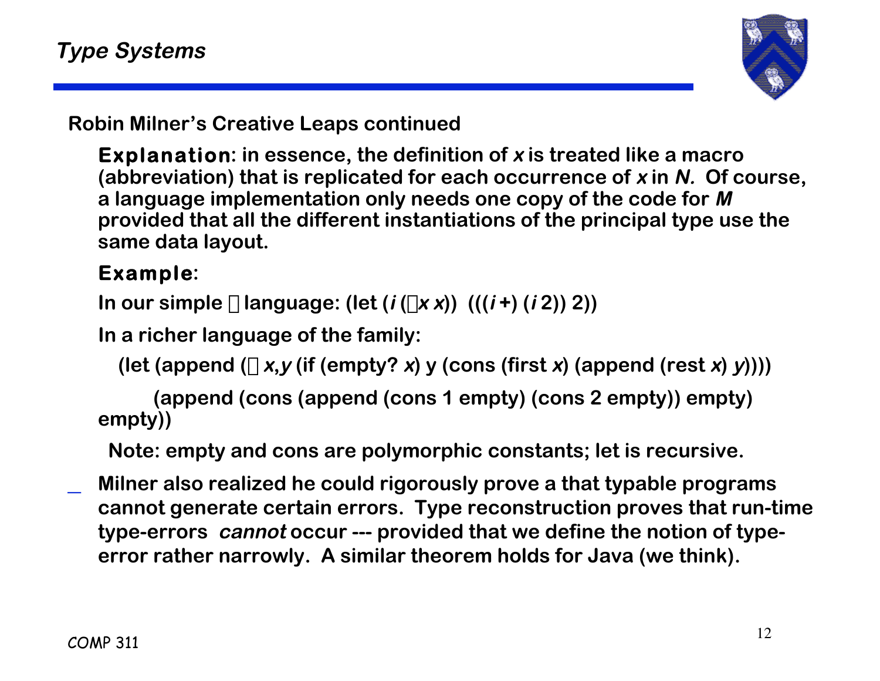## Type Systems

**Robin Milner's Creative Leaps continued**

**Explanation**: in essence, the definition of *x* is treated like a macro (abbreviation) that is replicated for each occurrence of *x* in *N.* Of course, a language implementation only needs one copy of the code for *M* provided that all the different instantiations of the principal type use the same data layout.

**Example**:

In our simple  language: (let (*i* (*x x*)) (((*i* +) (*i* 2)) 2))

In a richer language of the family:

(let (append ( *x*,*y* (if (empty? *x*) y (cons (first *x*) (append (rest *x*) *y*))))

(append (cons (append (cons 1 empty) (cons 2 empty)) empty) empty))

Note: empty and cons are polymorphic constants; let is recursive.

- Milner also realized he could rigorously prove a that typable programs cannot generate certain errors. Type reconstruction proves that run-time type-errors *cannot* occur --- provided that we define the notion of type-error rather narrowly. A similar theorem holds for Java (we think).